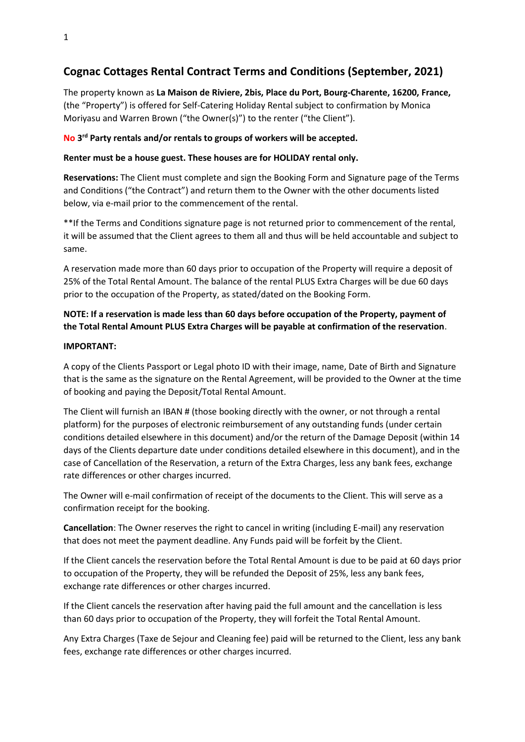## Cognac Cottages Rental Contract Terms and Conditions (September, 2021)

The property known as **La Maison de Riviere, 2bis, Place du Port, Bourg-Charente, 16200, France,** (the "Property") is offered for Self-Catering Holiday Rental subject to confirmation by Monica Moriyasu and Warren Brown ("the Owner(s)") to the renter ("the Client").

**No 3rd Party rentals and/or rentals to groups of workers will be accepted.**

**Renter must be a house guest. These houses are for HOLIDAY rental only.**

**Reservations:** The Client must complete and sign the Booking Form and Signature page of the Terms and Conditions ("the Contract") and return them to the Owner with the other documents listed below, via e-mail prior to the commencement of the rental.

**If the Terms and Conditions signature page is not returned prior to commencement of the rental, it will be assumed that the Client agrees to them all and thus will be held accountable and subject to same.

A reservation made more than 60 days prior to occupation of the Property will require a deposit of 25% of the Total Rental Amount. The balance of the rental PLUS Extra Charges will be due 60 days prior to the occupation of the Property, as stated/dated on the Booking Form.

**NOTE: If a reservation is made less than 60 days before occupation of the Property, payment of the Total Rental Amount PLUS Extra Charges will be payable at confirmation of the reservation**.

**IMPORTANT:**

A copy of the Clients Passport or Legal photo ID with their image, name, Date of Birth and Signature that is the same as the signature on the Rental Agreement, will be provided to the Owner at the time of booking and paying the Deposit/Total Rental Amount.

The Client will furnish an IBAN # (those booking directly with the owner, or not through a rental platform) for the purposes of electronic reimbursement of any outstanding funds (under certain conditions detailed elsewhere in this document) and/or the return of the Damage Deposit (within 14 days of the Clients departure date under conditions detailed elsewhere in this document), and in the case of Cancellation of the Reservation, a return of the Extra Charges, less any bank fees, exchange rate differences or other charges incurred.

The Owner will e-mail confirmation of receipt of the documents to the Client. This will serve as a confirmation receipt for the booking.

**Cancellation**: The Owner reserves the right to cancel in writing (including E-mail) any reservation that does not meet the payment deadline. Any Funds paid will be forfeit by the Client.

If the Client cancels the reservation before the Total Rental Amount is due to be paid at 60 days prior to occupation of the Property, they will be refunded the Deposit of 25%, less any bank fees, exchange rate differences or other charges incurred.

If the Client cancels the reservation after having paid the full amount and the cancellation is less than 60 days prior to occupation of the Property, they will forfeit the Total Rental Amount.

Any Extra Charges (Taxe de Sejour and Cleaning fee) paid will be returned to the Client, less any bank fees, exchange rate differences or other charges incurred.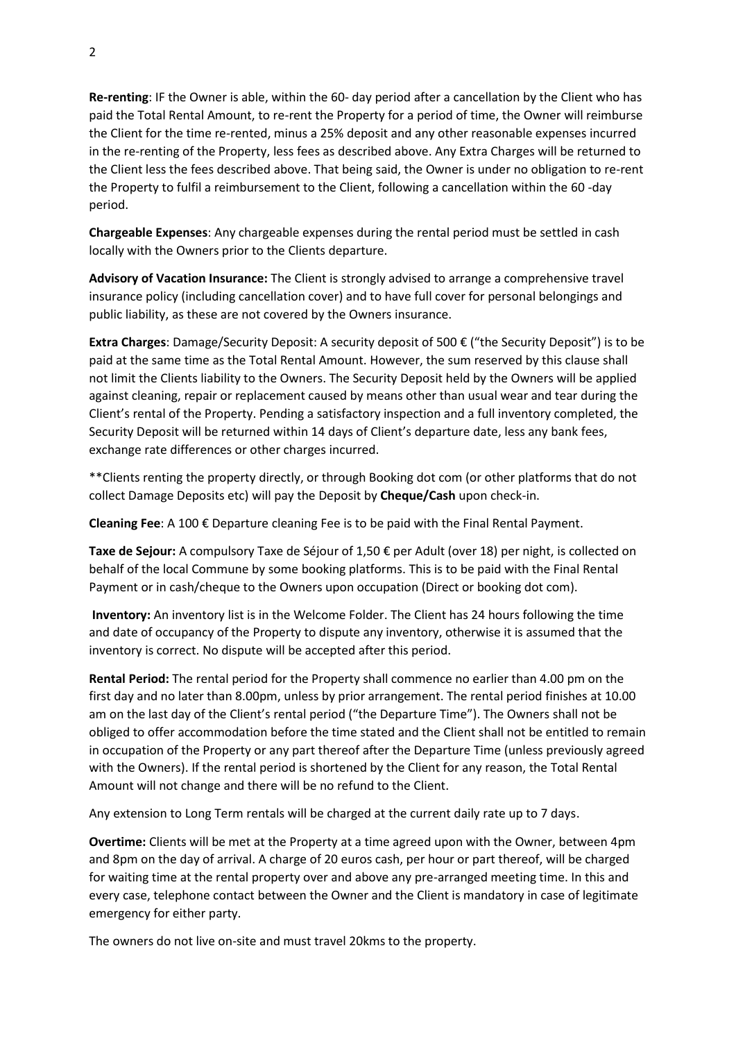**Re-renting**: IF the Owner is able, within the 60- day period after a cancellation by the Client who has paid the Total Rental Amount, to re-rent the Property for a period of time, the Owner will reimburse the Client for the time re-rented, minus a 25% deposit and any other reasonable expenses incurred in the re-renting of the Property, less fees as described above. Any Extra Charges will be returned to the Client less the fees described above. That being said, the Owner is under no obligation to re-rent the Property to fulfil a reimbursement to the Client, following a cancellation within the 60 -day period.

**Chargeable Expenses**: Any chargeable expenses during the rental period must be settled in cash locally with the Owners prior to the Clients departure.

**Advisory of Vacation Insurance:** The Client is strongly advised to arrange a comprehensive travel insurance policy (including cancellation cover) and to have full cover for personal belongings and public liability, as these are not covered by the Owners insurance.

**Extra Charges**: Damage/Security Deposit: A security deposit of 500 € ("the Security Deposit") is to be paid at the same time as the Total Rental Amount. However, the sum reserved by this clause shall not limit the Clients liability to the Owners. The Security Deposit held by the Owners will be applied against cleaning, repair or replacement caused by means other than usual wear and tear during the Client's rental of the Property. Pending a satisfactory inspection and a full inventory completed, the Security Deposit will be returned within 14 days of Client's departure date, less any bank fees, exchange rate differences or other charges incurred.

**Clients renting the property directly, or through Booking dot com (or other platforms that do not collect Damage Deposits etc) will pay the Deposit by **Cheque/Cash** upon check-in.

**Cleaning Fee**: A 100 € Departure cleaning Fee is to be paid with the Final Rental Payment.

**Taxe de Sejour:** A compulsory Taxe de Séjour of 1,50 € per Adult (over 18) per night, is collected on behalf of the local Commune by some booking platforms. This is to be paid with the Final Rental Payment or in cash/cheque to the Owners upon occupation (Direct or booking dot com).

**Inventory:** An inventory list is in the Welcome Folder. The Client has 24 hours following the time and date of occupancy of the Property to dispute any inventory, otherwise it is assumed that the inventory is correct. No dispute will be accepted after this period.

**Rental Period:** The rental period for the Property shall commence no earlier than 4.00 pm on the first day and no later than 8.00pm, unless by prior arrangement. The rental period finishes at 10.00 am on the last day of the Client's rental period ("the Departure Time"). The Owners shall not be obliged to offer accommodation before the time stated and the Client shall not be entitled to remain in occupation of the Property or any part thereof after the Departure Time (unless previously agreed with the Owners). If the rental period is shortened by the Client for any reason, the Total Rental Amount will not change and there will be no refund to the Client.

Any extension to Long Term rentals will be charged at the current daily rate up to 7 days.

**Overtime:** Clients will be met at the Property at a time agreed upon with the Owner, between 4pm and 8pm on the day of arrival. A charge of 20 euros cash, per hour or part thereof, will be charged for waiting time at the rental property over and above any pre-arranged meeting time. In this and every case, telephone contact between the Owner and the Client is mandatory in case of legitimate emergency for either party.

The owners do not live on-site and must travel 20kms to the property.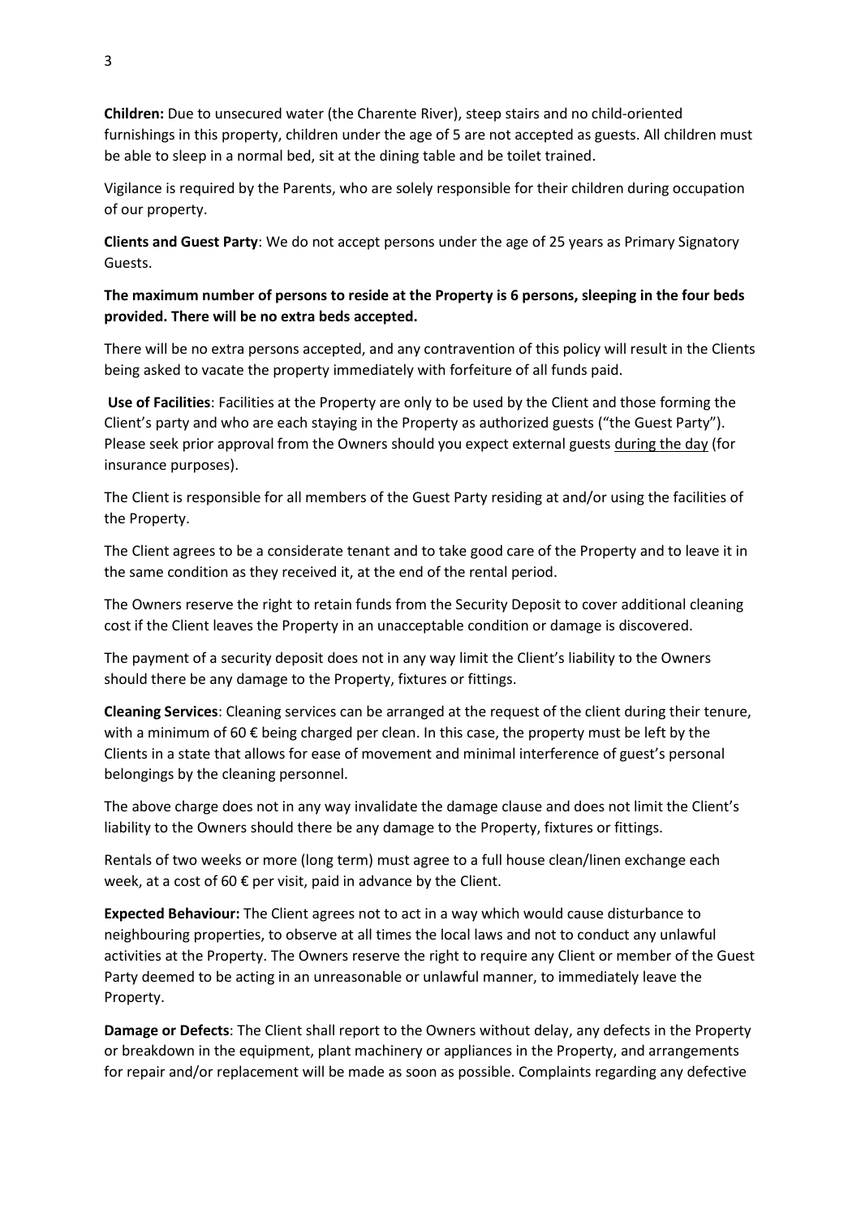**Children:** Due to unsecured water (the Charente River), steep stairs and no child-oriented furnishings in this property, children under the age of 5 are not accepted as guests. All children must be able to sleep in a normal bed, sit at the dining table and be toilet trained.

Vigilance is required by the Parents, who are solely responsible for their children during occupation of our property.

**Clients and Guest Party**: We do not accept persons under the age of 25 years as Primary Signatory Guests.

**The maximum number of persons to reside at the Property is 6 persons, sleeping in the four beds provided. There will be no extra beds accepted.**

There will be no extra persons accepted, and any contravention of this policy will result in the Clients being asked to vacate the property immediately with forfeiture of all funds paid.

**Use of Facilities**: Facilities at the Property are only to be used by the Client and those forming the Client's party and who are each staying in the Property as authorized guests ("the Guest Party"). Please seek prior approval from the Owners should you expect external guests <u>during the day</u> (for insurance purposes).

The Client is responsible for all members of the Guest Party residing at and/or using the facilities of the Property.

The Client agrees to be a considerate tenant and to take good care of the Property and to leave it in the same condition as they received it, at the end of the rental period.

The Owners reserve the right to retain funds from the Security Deposit to cover additional cleaning cost if the Client leaves the Property in an unacceptable condition or damage is discovered.

The payment of a security deposit does not in any way limit the Client's liability to the Owners should there be any damage to the Property, fixtures or fittings.

**Cleaning Services**: Cleaning services can be arranged at the request of the client during their tenure, with a minimum of 60 € being charged per clean. In this case, the property must be left by the Clients in a state that allows for ease of movement and minimal interference of guest's personal belongings by the cleaning personnel.

The above charge does not in any way invalidate the damage clause and does not limit the Client's liability to the Owners should there be any damage to the Property, fixtures or fittings.

Rentals of two weeks or more (long term) must agree to a full house clean/linen exchange each week, at a cost of 60 € per visit, paid in advance by the Client.

**Expected Behaviour:** The Client agrees not to act in a way which would cause disturbance to neighbouring properties, to observe at all times the local laws and not to conduct any unlawful activities at the Property. The Owners reserve the right to require any Client or member of the Guest Party deemed to be acting in an unreasonable or unlawful manner, to immediately leave the Property.

**Damage or Defects**: The Client shall report to the Owners without delay, any defects in the Property or breakdown in the equipment, plant machinery or appliances in the Property, and arrangements for repair and/or replacement will be made as soon as possible. Complaints regarding any defective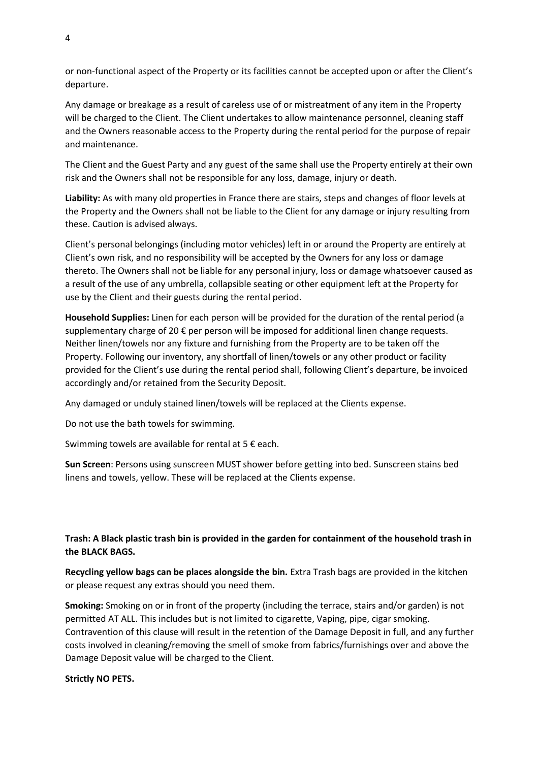or non-functional aspect of the Property or its facilities cannot be accepted upon or after the Client's departure.

Any damage or breakage as a result of careless use of or mistreatment of any item in the Property will be charged to the Client. The Client undertakes to allow maintenance personnel, cleaning staff and the Owners reasonable access to the Property during the rental period for the purpose of repair and maintenance.

The Client and the Guest Party and any guest of the same shall use the Property entirely at their own risk and the Owners shall not be responsible for any loss, damage, injury or death.

**Liability:** As with many old properties in France there are stairs, steps and changes of floor levels at the Property and the Owners shall not be liable to the Client for any damage or injury resulting from these. Caution is advised always.

Client's personal belongings (including motor vehicles) left in or around the Property are entirely at Client's own risk, and no responsibility will be accepted by the Owners for any loss or damage thereto. The Owners shall not be liable for any personal injury, loss or damage whatsoever caused as a result of the use of any umbrella, collapsible seating or other equipment left at the Property for use by the Client and their guests during the rental period.

**Household Supplies:** Linen for each person will be provided for the duration of the rental period (a supplementary charge of 20 € per person will be imposed for additional linen change requests. Neither linen/towels nor any fixture and furnishing from the Property are to be taken off the Property. Following our inventory, any shortfall of linen/towels or any other product or facility provided for the Client's use during the rental period shall, following Client's departure, be invoiced accordingly and/or retained from the Security Deposit.

Any damaged or unduly stained linen/towels will be replaced at the Clients expense.

Do not use the bath towels for swimming.

Swimming towels are available for rental at 5 € each.

**Sun Screen**: Persons using sunscreen MUST shower before getting into bed. Sunscreen stains bed linens and towels, yellow. These will be replaced at the Clients expense.

**Trash: A Black plastic trash bin is provided in the garden for containment of the household trash in the BLACK BAGS.**

**Recycling yellow bags can be places alongside the bin.** Extra Trash bags are provided in the kitchen or please request any extras should you need them.

**Smoking:** Smoking on or in front of the property (including the terrace, stairs and/or garden) is not permitted AT ALL. This includes but is not limited to cigarette, Vaping, pipe, cigar smoking. Contravention of this clause will result in the retention of the Damage Deposit in full, and any further costs involved in cleaning/removing the smell of smoke from fabrics/furnishings over and above the Damage Deposit value will be charged to the Client.

**Strictly NO PETS.**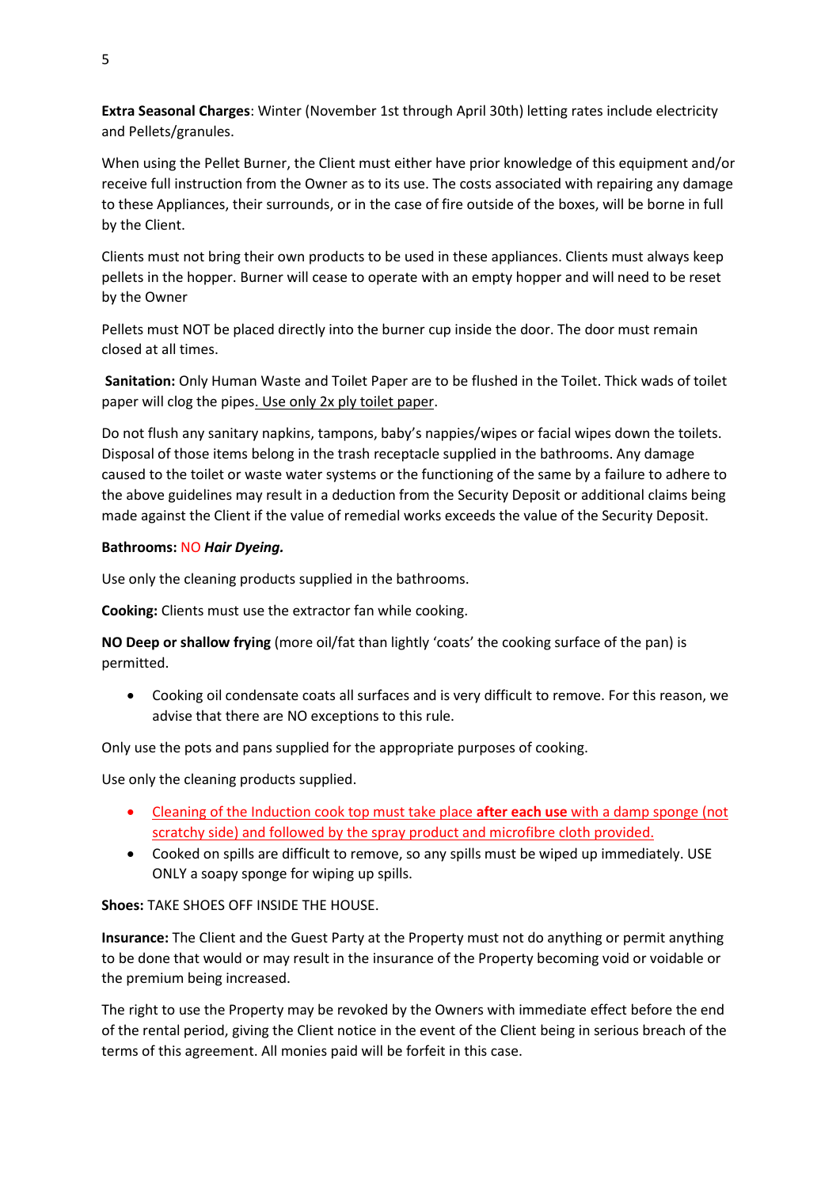**Extra Seasonal Charges**: Winter (November 1st through April 30th) letting rates include electricity and Pellets/granules.

When using the Pellet Burner, the Client must either have prior knowledge of this equipment and/or receive full instruction from the Owner as to its use. The costs associated with repairing any damage to these Appliances, their surrounds, or in the case of fire outside of the boxes, will be borne in full by the Client.

Clients must not bring their own products to be used in these appliances. Clients must always keep pellets in the hopper. Burner will cease to operate with an empty hopper and will need to be reset by the Owner

Pellets must NOT be placed directly into the burner cup inside the door. The door must remain closed at all times.

**Sanitation:** Only Human Waste and Toilet Paper are to be flushed in the Toilet. Thick wads of toilet paper will clog the pipes. <u>Use only 2x ply toilet paper</u>.

Do not flush any sanitary napkins, tampons, baby's nappies/wipes or facial wipes down the toilets. Disposal of those items belong in the trash receptacle supplied in the bathrooms. Any damage caused to the toilet or waste water systems or the functioning of the same by a failure to adhere to the above guidelines may result in a deduction from the Security Deposit or additional claims being made against the Client if the value of remedial works exceeds the value of the Security Deposit.

**Bathrooms:** NO ***Hair Dyeing.***

Use only the cleaning products supplied in the bathrooms.

**Cooking:** Clients must use the extractor fan while cooking.

**NO Deep or shallow frying** (more oil/fat than lightly 'coats' the cooking surface of the pan) is permitted.

- Cooking oil condensate coats all surfaces and is very difficult to remove. For this reason, we advise that there are NO exceptions to this rule.

Only use the pots and pans supplied for the appropriate purposes of cooking.

Use only the cleaning products supplied.

- <u>Cleaning of the Induction cook top must take place **after each use** with a damp sponge (not scratchy side) and followed by the spray product and microfibre cloth provided.</u>
- Cooked on spills are difficult to remove, so any spills must be wiped up immediately. USE ONLY a soapy sponge for wiping up spills.

**Shoes:** TAKE SHOES OFF INSIDE THE HOUSE.

**Insurance:** The Client and the Guest Party at the Property must not do anything or permit anything to be done that would or may result in the insurance of the Property becoming void or voidable or the premium being increased.

The right to use the Property may be revoked by the Owners with immediate effect before the end of the rental period, giving the Client notice in the event of the Client being in serious breach of the terms of this agreement. All monies paid will be forfeit in this case.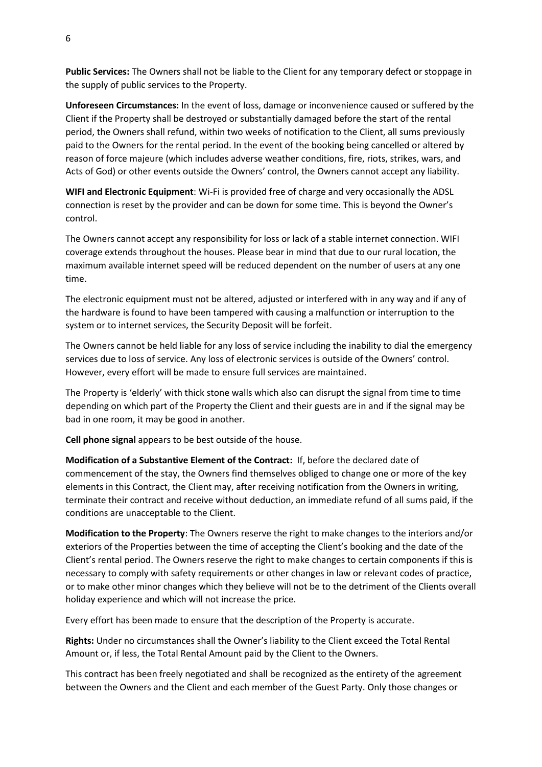**Public Services:** The Owners shall not be liable to the Client for any temporary defect or stoppage in the supply of public services to the Property.

**Unforeseen Circumstances:** In the event of loss, damage or inconvenience caused or suffered by the Client if the Property shall be destroyed or substantially damaged before the start of the rental period, the Owners shall refund, within two weeks of notification to the Client, all sums previously paid to the Owners for the rental period. In the event of the booking being cancelled or altered by reason of force majeure (which includes adverse weather conditions, fire, riots, strikes, wars, and Acts of God) or other events outside the Owners' control, the Owners cannot accept any liability.

**WIFI and Electronic Equipment**: Wi-Fi is provided free of charge and very occasionally the ADSL connection is reset by the provider and can be down for some time. This is beyond the Owner's control.

The Owners cannot accept any responsibility for loss or lack of a stable internet connection. WIFI coverage extends throughout the houses. Please bear in mind that due to our rural location, the maximum available internet speed will be reduced dependent on the number of users at any one time.

The electronic equipment must not be altered, adjusted or interfered with in any way and if any of the hardware is found to have been tampered with causing a malfunction or interruption to the system or to internet services, the Security Deposit will be forfeit.

The Owners cannot be held liable for any loss of service including the inability to dial the emergency services due to loss of service. Any loss of electronic services is outside of the Owners' control. However, every effort will be made to ensure full services are maintained.

The Property is 'elderly' with thick stone walls which also can disrupt the signal from time to time depending on which part of the Property the Client and their guests are in and if the signal may be bad in one room, it may be good in another.

**Cell phone signal** appears to be best outside of the house.

**Modification of a Substantive Element of the Contract:** If, before the declared date of commencement of the stay, the Owners find themselves obliged to change one or more of the key elements in this Contract, the Client may, after receiving notification from the Owners in writing, terminate their contract and receive without deduction, an immediate refund of all sums paid, if the conditions are unacceptable to the Client.

**Modification to the Property**: The Owners reserve the right to make changes to the interiors and/or exteriors of the Properties between the time of accepting the Client's booking and the date of the Client's rental period. The Owners reserve the right to make changes to certain components if this is necessary to comply with safety requirements or other changes in law or relevant codes of practice, or to make other minor changes which they believe will not be to the detriment of the Clients overall holiday experience and which will not increase the price.

Every effort has been made to ensure that the description of the Property is accurate.

**Rights:** Under no circumstances shall the Owner's liability to the Client exceed the Total Rental Amount or, if less, the Total Rental Amount paid by the Client to the Owners.

This contract has been freely negotiated and shall be recognized as the entirety of the agreement between the Owners and the Client and each member of the Guest Party. Only those changes or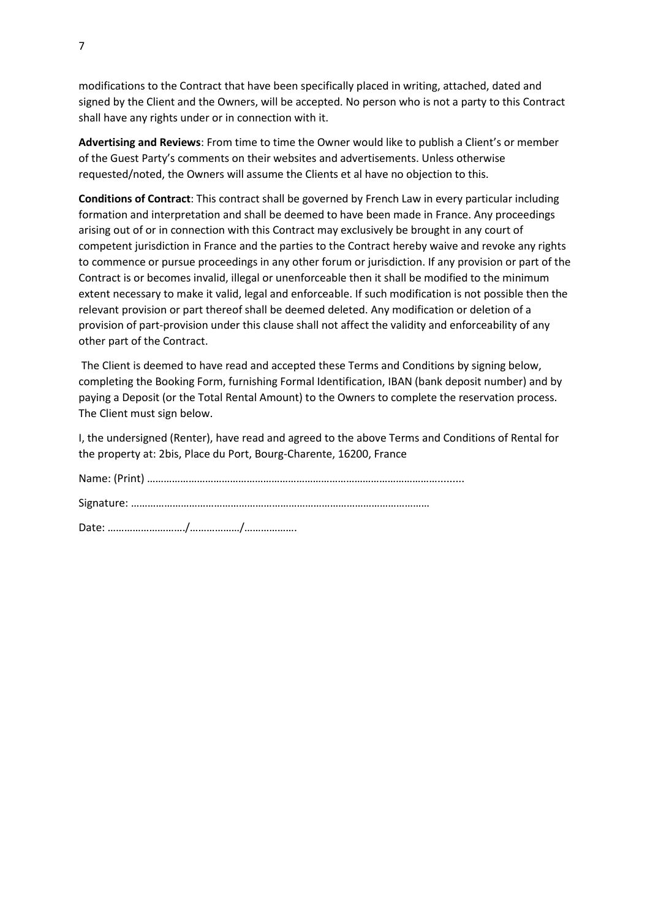modifications to the Contract that have been specifically placed in writing, attached, dated and signed by the Client and the Owners, will be accepted. No person who is not a party to this Contract shall have any rights under or in connection with it.

**Advertising and Reviews**: From time to time the Owner would like to publish a Client's or member of the Guest Party's comments on their websites and advertisements. Unless otherwise requested/noted, the Owners will assume the Clients et al have no objection to this.

**Conditions of Contract**: This contract shall be governed by French Law in every particular including formation and interpretation and shall be deemed to have been made in France. Any proceedings arising out of or in connection with this Contract may exclusively be brought in any court of competent jurisdiction in France and the parties to the Contract hereby waive and revoke any rights to commence or pursue proceedings in any other forum or jurisdiction. If any provision or part of the Contract is or becomes invalid, illegal or unenforceable then it shall be modified to the minimum extent necessary to make it valid, legal and enforceable. If such modification is not possible then the relevant provision or part thereof shall be deemed deleted. Any modification or deletion of a provision of part-provision under this clause shall not affect the validity and enforceability of any other part of the Contract.

The Client is deemed to have read and accepted these Terms and Conditions by signing below, completing the Booking Form, furnishing Formal Identification, IBAN (bank deposit number) and by paying a Deposit (or the Total Rental Amount) to the Owners to complete the reservation process. The Client must sign below.

I, the undersigned (Renter), have read and agreed to the above Terms and Conditions of Rental for the property at: 2bis, Place du Port, Bourg-Charente, 16200, France

Name: (Print) …………………………………………………………………………………………........

Signature: ………………………………………………………………………………………………

Date: ………………………/………………/……………….